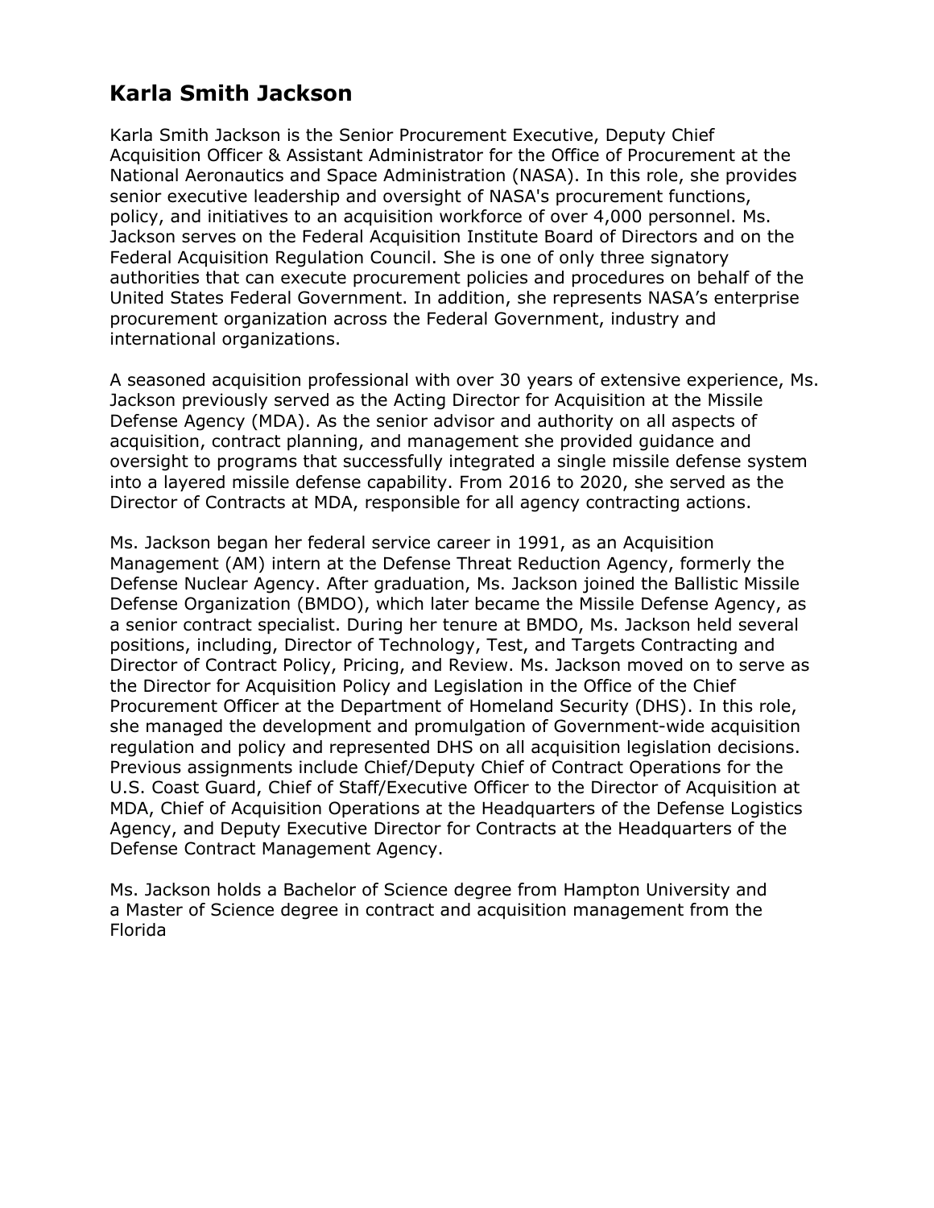# Karla Smith Jackson

Karla Smith Jackson is the Senior Procurement Executive, Deputy Chief Acquisition Officer & Assistant Administrator for the Office of Procurement at the National Aeronautics and Space Administration (NASA). In this role, she provides senior executive leadership and oversight of NASA's procurement functions, policy, and initiatives to an acquisition workforce of over 4,000 personnel. Ms. Jackson serves on the Federal Acquisition Institute Board of Directors and on the Federal Acquisition Regulation Council. She is one of only three signatory authorities that can execute procurement policies and procedures on behalf of the United States Federal Government. In addition, she represents NASA's enterprise procurement organization across the Federal Government, industry and international organizations.

A seasoned acquisition professional with over 30 years of extensive experience, Ms. Jackson previously served as the Acting Director for Acquisition at the Missile Defense Agency (MDA). As the senior advisor and authority on all aspects of acquisition, contract planning, and management she provided guidance and oversight to programs that successfully integrated a single missile defense system into a layered missile defense capability. From 2016 to 2020, she served as the Director of Contracts at MDA, responsible for all agency contracting actions.

Ms. Jackson began her federal service career in 1991, as an Acquisition Management (AM) intern at the Defense Threat Reduction Agency, formerly the Defense Nuclear Agency. After graduation, Ms. Jackson joined the Ballistic Missile Defense Organization (BMDO), which later became the Missile Defense Agency, as a senior contract specialist. During her tenure at BMDO, Ms. Jackson held several positions, including, Director of Technology, Test, and Targets Contracting and Director of Contract Policy, Pricing, and Review. Ms. Jackson moved on to serve as the Director for Acquisition Policy and Legislation in the Office of the Chief Procurement Officer at the Department of Homeland Security (DHS). In this role, she managed the development and promulgation of Government-wide acquisition regulation and policy and represented DHS on all acquisition legislation decisions. Previous assignments include Chief/Deputy Chief of Contract Operations for the U.S. Coast Guard, Chief of Staff/Executive Officer to the Director of Acquisition at MDA, Chief of Acquisition Operations at the Headquarters of the Defense Logistics Agency, and Deputy Executive Director for Contracts at the Headquarters of the Defense Contract Management Agency.

Ms. Jackson holds a Bachelor of Science degree from Hampton University and a Master of Science degree in contract and acquisition management from the Florida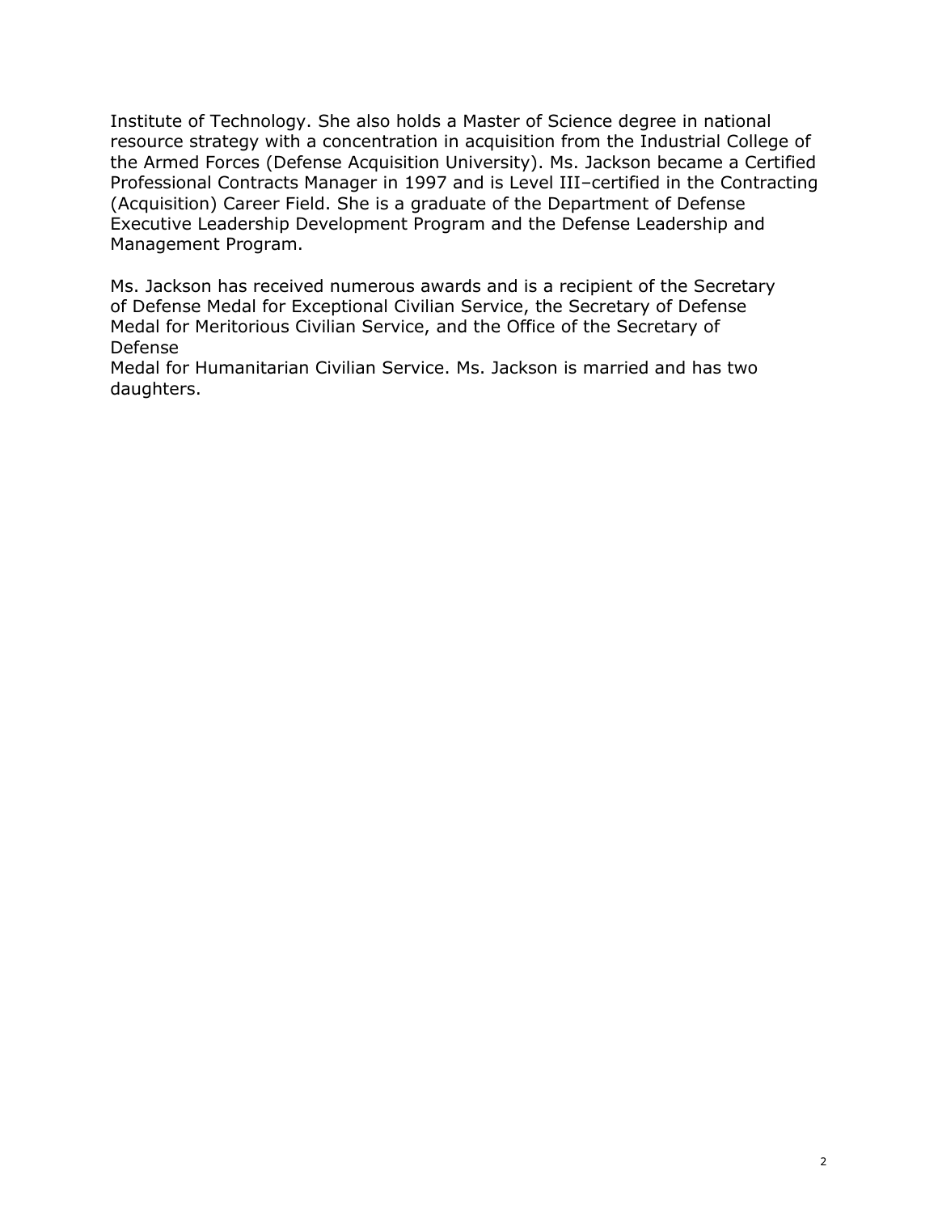Institute of Technology. She also holds a Master of Science degree in national resource strategy with a concentration in acquisition from the Industrial College of the Armed Forces (Defense Acquisition University). Ms. Jackson became a Certified Professional Contracts Manager in 1997 and is Level III–certified in the Contracting (Acquisition) Career Field. She is a graduate of the Department of Defense Executive Leadership Development Program and the Defense Leadership and Management Program.

Ms. Jackson has received numerous awards and is a recipient of the Secretary of Defense Medal for Exceptional Civilian Service, the Secretary of Defense Medal for Meritorious Civilian Service, and the Office of the Secretary of Defense
Medal for Humanitarian Civilian Service. Ms. Jackson is married and has two daughters.